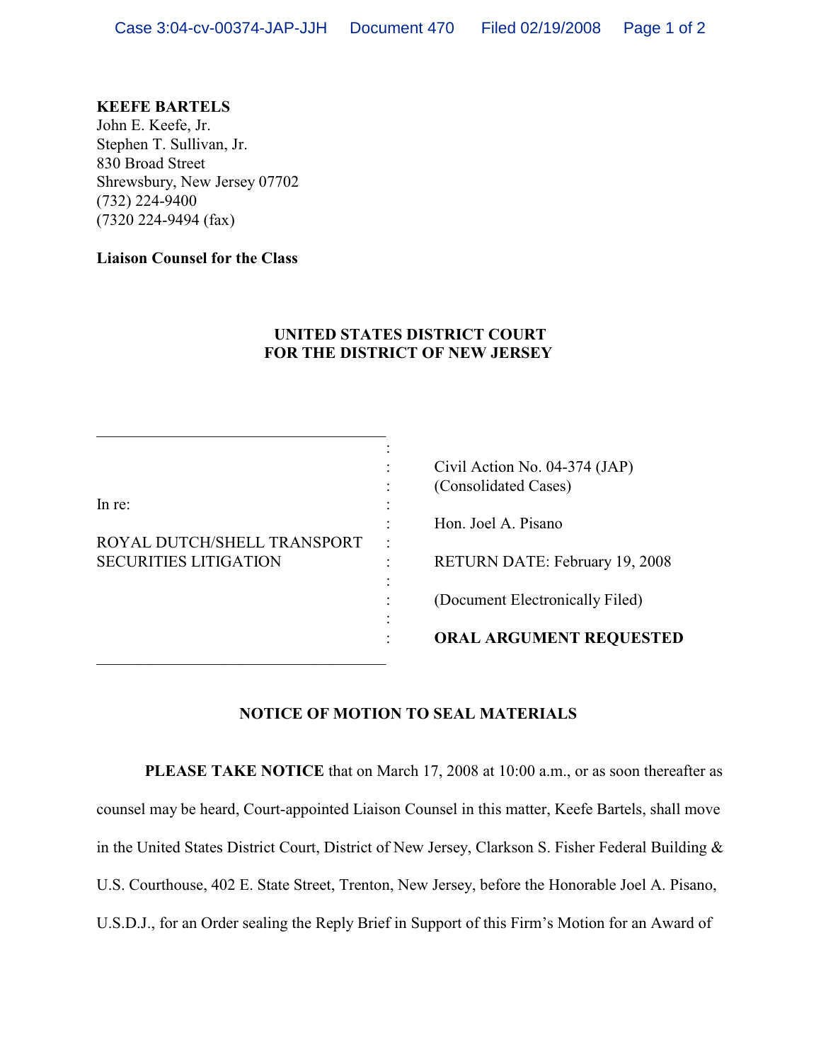**KEEFE BARTELS**
John E. Keefe, Jr.
Stephen T. Sullivan, Jr.
830 Broad Street
Shrewsbury, New Jersey 07702
(732) 224-9400
(7320 224-9494 (fax)

**Liaison Counsel for the Class**

**UNITED STATES DISTRICT COURT**
**FOR THE DISTRICT OF NEW JERSEY**

| | |
|---|---|
| In re: | Civil Action No. 04-374 (JAP) (Consolidated Cases) |
| ROYAL DUTCH/SHELL TRANSPORT SECURITIES LITIGATION | Hon. Joel A. Pisano |
| | RETURN DATE: February 19, 2008 |
| | (Document Electronically Filed) |
| | **ORAL ARGUMENT REQUESTED** |

**NOTICE OF MOTION TO SEAL MATERIALS**

**PLEASE TAKE NOTICE** that on March 17, 2008 at 10:00 a.m., or as soon thereafter as counsel may be heard, Court-appointed Liaison Counsel in this matter, Keefe Bartels, shall move in the United States District Court, District of New Jersey, Clarkson S. Fisher Federal Building & U.S. Courthouse, 402 E. State Street, Trenton, New Jersey, before the Honorable Joel A. Pisano, U.S.D.J., for an Order sealing the Reply Brief in Support of this Firm's Motion for an Award of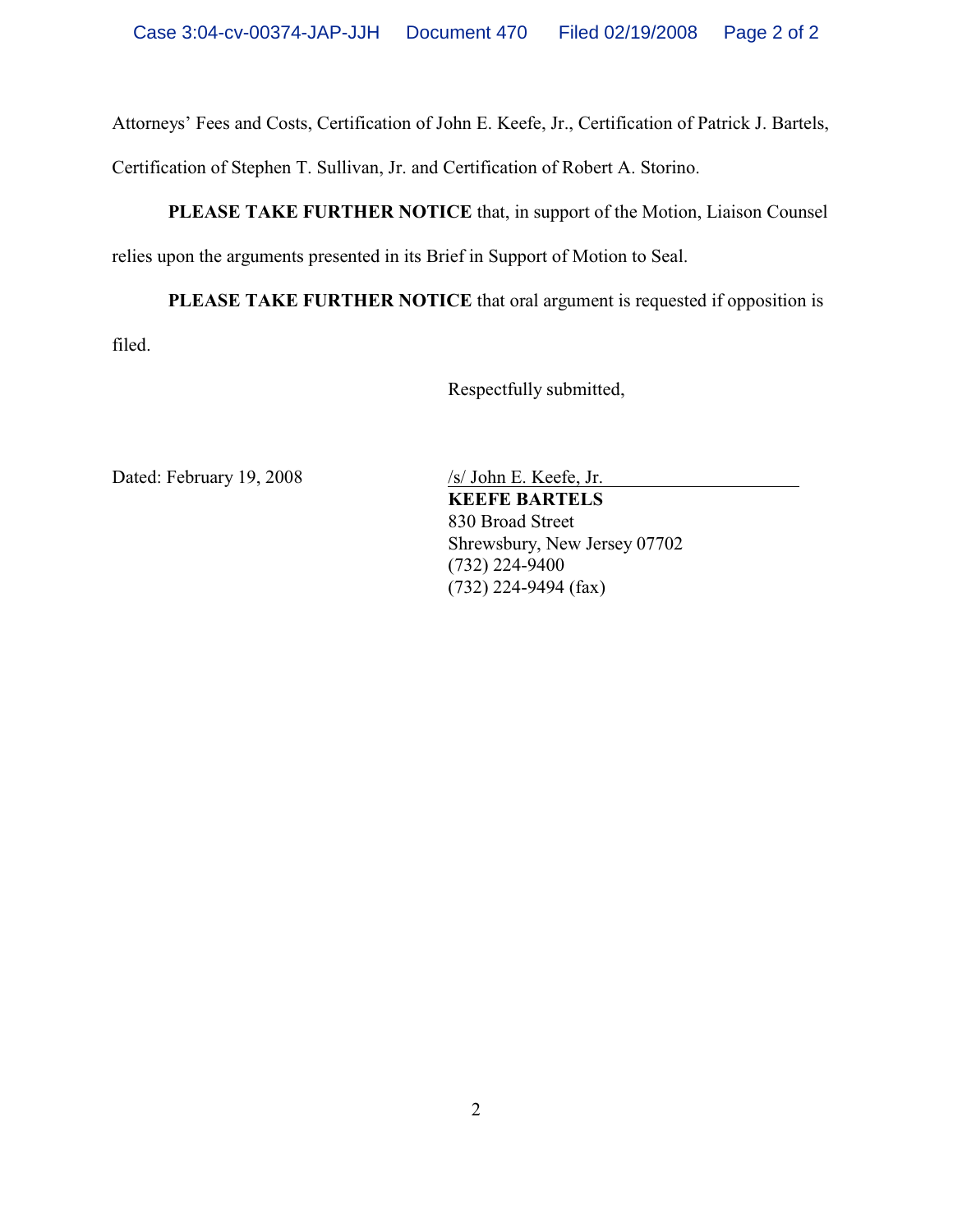Attorneys' Fees and Costs, Certification of John E. Keefe, Jr., Certification of Patrick J. Bartels, Certification of Stephen T. Sullivan, Jr. and Certification of Robert A. Storino.

**PLEASE TAKE FURTHER NOTICE** that, in support of the Motion, Liaison Counsel relies upon the arguments presented in its Brief in Support of Motion to Seal.

**PLEASE TAKE FURTHER NOTICE** that oral argument is requested if opposition is filed.

Respectfully submitted,

Dated: February 19, 2008

/s/ John E. Keefe, Jr.
**KEEFE BARTELS**
830 Broad Street
Shrewsbury, New Jersey 07702
(732) 224-9400
(732) 224-9494 (fax)